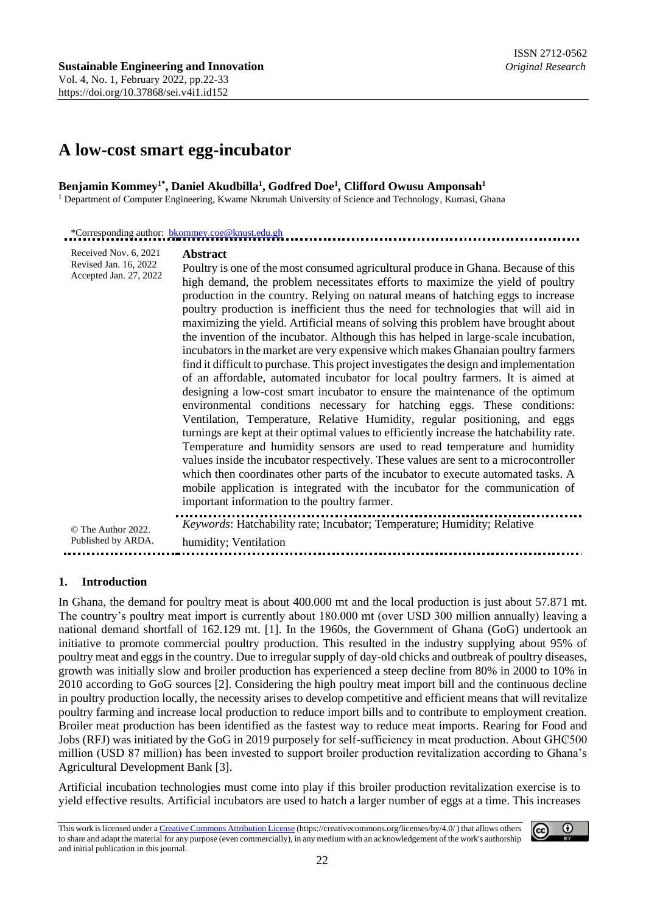# A low-cost smart egg-incubator

**Benjamin Kommey[1*], Daniel Akudbilla[1], Godfred Doe[1], Clifford Owusu Amponsah[1]**

[1] Department of Computer Engineering, Kwame Nkrumah University of Science and Technology, Kumasi, Ghana

*Corresponding author: bkommey.coe@knust.edu.gh

Received Nov. 6, 2021
Revised Jan. 16, 2022
Accepted Jan. 27, 2022

## Abstract

Poultry is one of the most consumed agricultural produce in Ghana. Because of this high demand, the problem necessitates efforts to maximize the yield of poultry production in the country. Relying on natural means of hatching eggs to increase poultry production is inefficient thus the need for technologies that will aid in maximizing the yield. Artificial means of solving this problem have brought about the invention of the incubator. Although this has helped in large-scale incubation, incubators in the market are very expensive which makes Ghanaian poultry farmers find it difficult to purchase. This project investigates the design and implementation of an affordable, automated incubator for local poultry farmers. It is aimed at designing a low-cost smart incubator to ensure the maintenance of the optimum environmental conditions necessary for hatching eggs. These conditions: Ventilation, Temperature, Relative Humidity, regular positioning, and eggs turnings are kept at their optimal values to efficiently increase the hatchability rate. Temperature and humidity sensors are used to read temperature and humidity values inside the incubator respectively. These values are sent to a microcontroller which then coordinates other parts of the incubator to execute automated tasks. A mobile application is integrated with the incubator for the communication of important information to the poultry farmer.

*Keywords*: Hatchability rate; Incubator; Temperature; Humidity; Relative humidity; Ventilation

© The Author 2022.
Published by ARDA.

## 1. Introduction

In Ghana, the demand for poultry meat is about 400.000 mt and the local production is just about 57.871 mt. The country's poultry meat import is currently about 180.000 mt (over USD 300 million annually) leaving a national demand shortfall of 162.129 mt. [1]. In the 1960s, the Government of Ghana (GoG) undertook an initiative to promote commercial poultry production. This resulted in the industry supplying about 95% of poultry meat and eggs in the country. Due to irregular supply of day-old chicks and outbreak of poultry diseases, growth was initially slow and broiler production has experienced a steep decline from 80% in 2000 to 10% in 2010 according to GoG sources [2]. Considering the high poultry meat import bill and the continuous decline in poultry production locally, the necessity arises to develop competitive and efficient means that will revitalize poultry farming and increase local production to reduce import bills and to contribute to employment creation. Broiler meat production has been identified as the fastest way to reduce meat imports. Rearing for Food and Jobs (RFJ) was initiated by the GoG in 2019 purposely for self-sufficiency in meat production. About GH₵500 million (USD 87 million) has been invested to support broiler production revitalization according to Ghana's Agricultural Development Bank [3].

Artificial incubation technologies must come into play if this broiler production revitalization exercise is to yield effective results. Artificial incubators are used to hatch a larger number of eggs at a time. This increases

This work is licensed under a Creative Commons Attribution License (https://creativecommons.org/licenses/by/4.0/) that allows others to share and adapt the material for any purpose (even commercially), in any medium with an acknowledgement of the work's authorship and initial publication in this journal.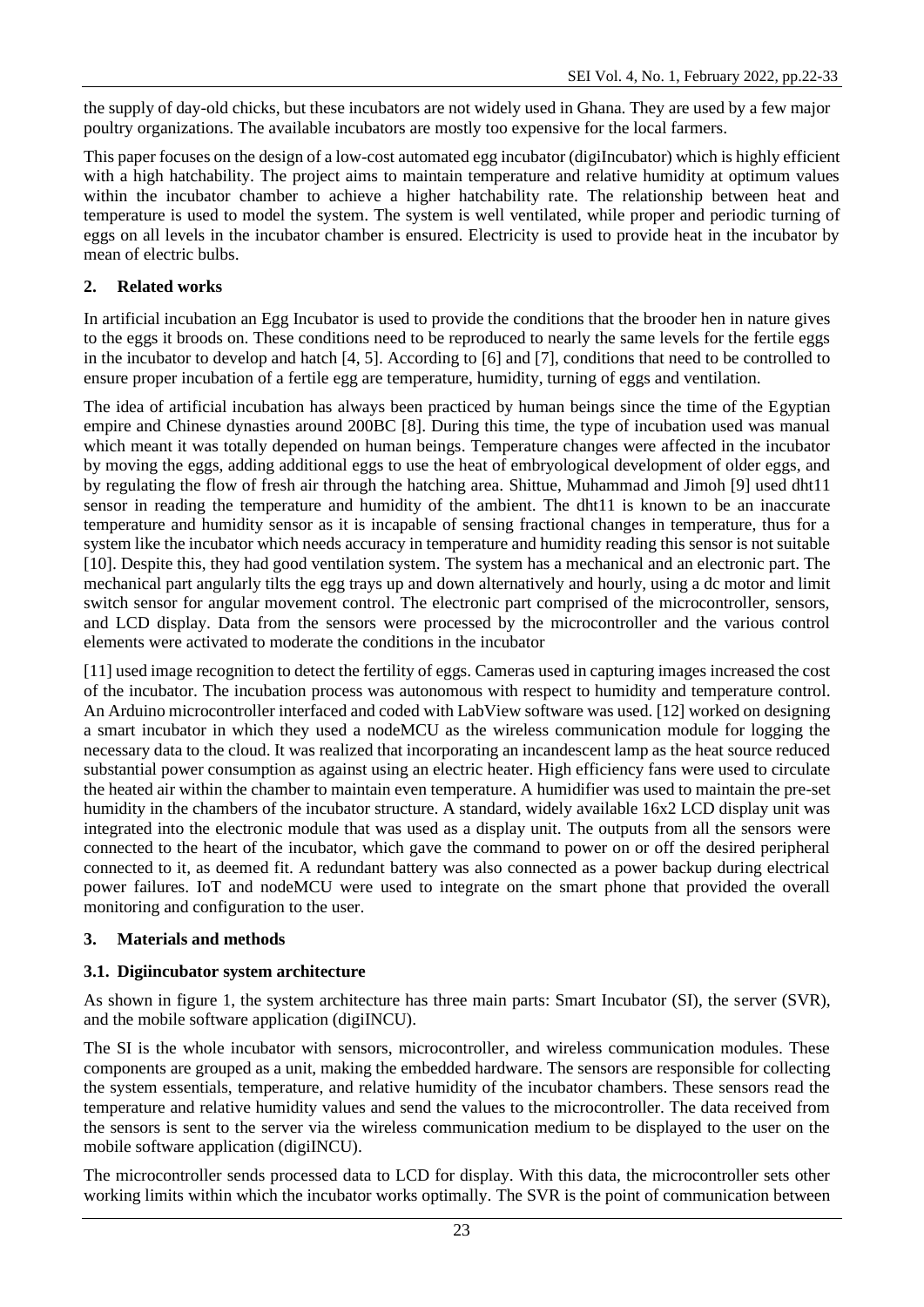the supply of day-old chicks, but these incubators are not widely used in Ghana. They are used by a few major poultry organizations. The available incubators are mostly too expensive for the local farmers.

This paper focuses on the design of a low-cost automated egg incubator (digiIncubator) which is highly efficient with a high hatchability. The project aims to maintain temperature and relative humidity at optimum values within the incubator chamber to achieve a higher hatchability rate. The relationship between heat and temperature is used to model the system. The system is well ventilated, while proper and periodic turning of eggs on all levels in the incubator chamber is ensured. Electricity is used to provide heat in the incubator by mean of electric bulbs.

## 2. Related works

In artificial incubation an Egg Incubator is used to provide the conditions that the brooder hen in nature gives to the eggs it broods on. These conditions need to be reproduced to nearly the same levels for the fertile eggs in the incubator to develop and hatch [4, 5]. According to [6] and [7], conditions that need to be controlled to ensure proper incubation of a fertile egg are temperature, humidity, turning of eggs and ventilation.

The idea of artificial incubation has always been practiced by human beings since the time of the Egyptian empire and Chinese dynasties around 200BC [8]. During this time, the type of incubation used was manual which meant it was totally depended on human beings. Temperature changes were affected in the incubator by moving the eggs, adding additional eggs to use the heat of embryological development of older eggs, and by regulating the flow of fresh air through the hatching area. Shittue, Muhammad and Jimoh [9] used dht11 sensor in reading the temperature and humidity of the ambient. The dht11 is known to be an inaccurate temperature and humidity sensor as it is incapable of sensing fractional changes in temperature, thus for a system like the incubator which needs accuracy in temperature and humidity reading this sensor is not suitable [10]. Despite this, they had good ventilation system. The system has a mechanical and an electronic part. The mechanical part angularly tilts the egg trays up and down alternatively and hourly, using a dc motor and limit switch sensor for angular movement control. The electronic part comprised of the microcontroller, sensors, and LCD display. Data from the sensors were processed by the microcontroller and the various control elements were activated to moderate the conditions in the incubator

[11] used image recognition to detect the fertility of eggs. Cameras used in capturing images increased the cost of the incubator. The incubation process was autonomous with respect to humidity and temperature control. An Arduino microcontroller interfaced and coded with LabView software was used. [12] worked on designing a smart incubator in which they used a nodeMCU as the wireless communication module for logging the necessary data to the cloud. It was realized that incorporating an incandescent lamp as the heat source reduced substantial power consumption as against using an electric heater. High efficiency fans were used to circulate the heated air within the chamber to maintain even temperature. A humidifier was used to maintain the pre-set humidity in the chambers of the incubator structure. A standard, widely available 16x2 LCD display unit was integrated into the electronic module that was used as a display unit. The outputs from all the sensors were connected to the heart of the incubator, which gave the command to power on or off the desired peripheral connected to it, as deemed fit. A redundant battery was also connected as a power backup during electrical power failures. IoT and nodeMCU were used to integrate on the smart phone that provided the overall monitoring and configuration to the user.

## 3. Materials and methods

### 3.1. Digiincubator system architecture

As shown in figure 1, the system architecture has three main parts: Smart Incubator (SI), the server (SVR), and the mobile software application (digiINCU).

The SI is the whole incubator with sensors, microcontroller, and wireless communication modules. These components are grouped as a unit, making the embedded hardware. The sensors are responsible for collecting the system essentials, temperature, and relative humidity of the incubator chambers. These sensors read the temperature and relative humidity values and send the values to the microcontroller. The data received from the sensors is sent to the server via the wireless communication medium to be displayed to the user on the mobile software application (digiINCU).

The microcontroller sends processed data to LCD for display. With this data, the microcontroller sets other working limits within which the incubator works optimally. The SVR is the point of communication between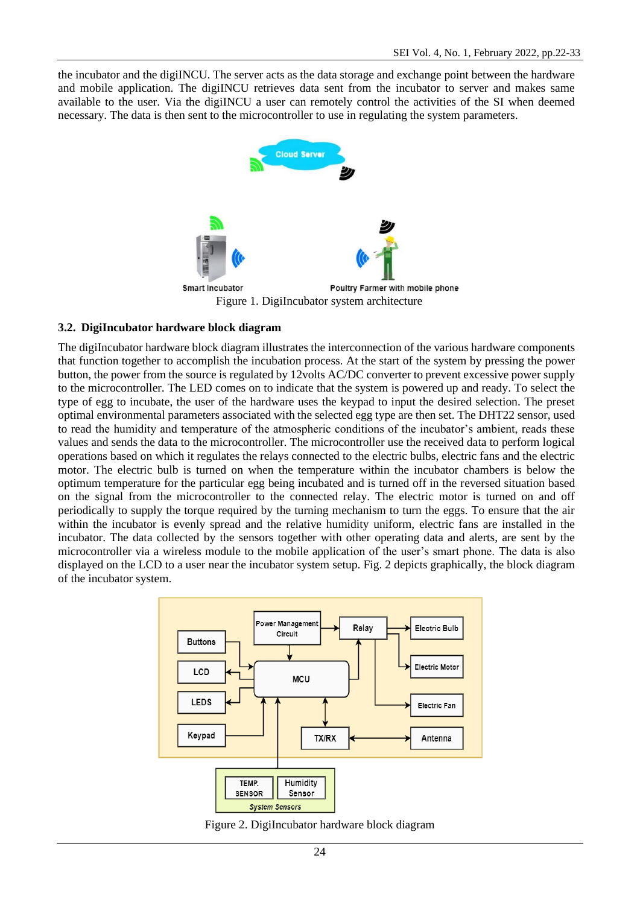the incubator and the digiINCU. The server acts as the data storage and exchange point between the hardware and mobile application. The digiINCU retrieves data sent from the incubator to server and makes same available to the user. Via the digiINCU a user can remotely control the activities of the SI when deemed necessary. The data is then sent to the microcontroller to use in regulating the system parameters.

Figure 1. DigiIncubator system architecture

### 3.2. DigiIncubator hardware block diagram

The digiIncubator hardware block diagram illustrates the interconnection of the various hardware components that function together to accomplish the incubation process. At the start of the system by pressing the power button, the power from the source is regulated by 12volts AC/DC converter to prevent excessive power supply to the microcontroller. The LED comes on to indicate that the system is powered up and ready. To select the type of egg to incubate, the user of the hardware uses the keypad to input the desired selection. The preset optimal environmental parameters associated with the selected egg type are then set. The DHT22 sensor, used to read the humidity and temperature of the atmospheric conditions of the incubator's ambient, reads these values and sends the data to the microcontroller. The microcontroller use the received data to perform logical operations based on which it regulates the relays connected to the electric bulbs, electric fans and the electric motor. The electric bulb is turned on when the temperature within the incubator chambers is below the optimum temperature for the particular egg being incubated and is turned off in the reversed situation based on the signal from the microcontroller to the connected relay. The electric motor is turned on and off periodically to supply the torque required by the turning mechanism to turn the eggs. To ensure that the air within the incubator is evenly spread and the relative humidity uniform, electric fans are installed in the incubator. The data collected by the sensors together with other operating data and alerts, are sent by the microcontroller via a wireless module to the mobile application of the user's smart phone. The data is also displayed on the LCD to a user near the incubator system setup. Fig. 2 depicts graphically, the block diagram of the incubator system.

Figure 2. DigiIncubator hardware block diagram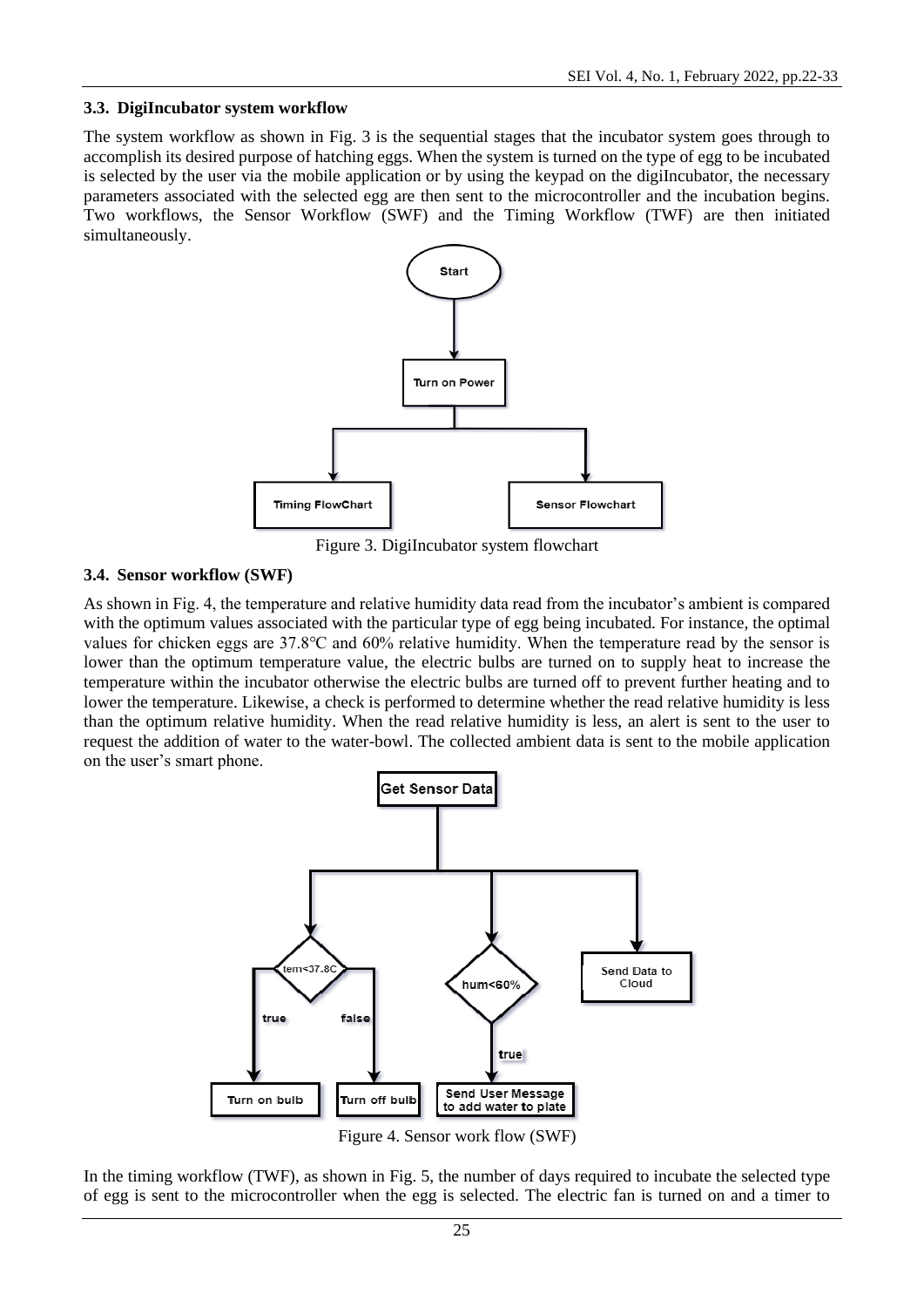### 3.3. DigiIncubator system workflow

The system workflow as shown in Fig. 3 is the sequential stages that the incubator system goes through to accomplish its desired purpose of hatching eggs. When the system is turned on the type of egg to be incubated is selected by the user via the mobile application or by using the keypad on the digiIncubator, the necessary parameters associated with the selected egg are then sent to the microcontroller and the incubation begins. Two workflows, the Sensor Workflow (SWF) and the Timing Workflow (TWF) are then initiated simultaneously.

Figure 3. DigiIncubator system flowchart

### 3.4. Sensor workflow (SWF)

As shown in Fig. 4, the temperature and relative humidity data read from the incubator's ambient is compared with the optimum values associated with the particular type of egg being incubated. For instance, the optimal values for chicken eggs are 37.8℃ and 60% relative humidity. When the temperature read by the sensor is lower than the optimum temperature value, the electric bulbs are turned on to supply heat to increase the temperature within the incubator otherwise the electric bulbs are turned off to prevent further heating and to lower the temperature. Likewise, a check is performed to determine whether the read relative humidity is less than the optimum relative humidity. When the read relative humidity is less, an alert is sent to the user to request the addition of water to the water-bowl. The collected ambient data is sent to the mobile application on the user's smart phone.

Figure 4. Sensor work flow (SWF)

In the timing workflow (TWF), as shown in Fig. 5, the number of days required to incubate the selected type of egg is sent to the microcontroller when the egg is selected. The electric fan is turned on and a timer to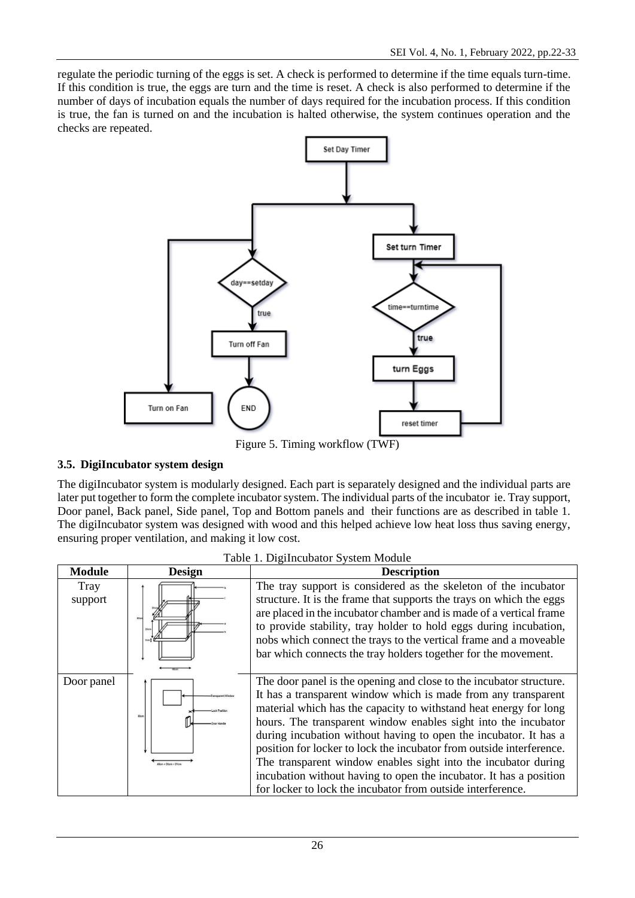regulate the periodic turning of the eggs is set. A check is performed to determine if the time equals turn-time. If this condition is true, the eggs are turn and the time is reset. A check is also performed to determine if the number of days of incubation equals the number of days required for the incubation process. If this condition is true, the fan is turned on and the incubation is halted otherwise, the system continues operation and the checks are repeated.

Figure 5. Timing workflow (TWF)

### 3.5. DigiIncubator system design

The digiIncubator system is modularly designed. Each part is separately designed and the individual parts are later put together to form the complete incubator system. The individual parts of the incubator ie. Tray support, Door panel, Back panel, Side panel, Top and Bottom panels and their functions are as described in table 1. The digiIncubator system was designed with wood and this helped achieve low heat loss thus saving energy, ensuring proper ventilation, and making it low cost.

Table 1. DigiIncubator System Module

| Module | Design | Description |
|---|---|---|
| Tray support | | The tray support is considered as the skeleton of the incubator structure. It is the frame that supports the trays on which the eggs are placed in the incubator chamber and is made of a vertical frame to provide stability, tray holder to hold eggs during incubation, nobs which connect the trays to the vertical frame and a moveable bar which connects the tray holders together for the movement. |
| Door panel | | The door panel is the opening and close to the incubator structure. It has a transparent window which is made from any transparent material which has the capacity to withstand heat energy for long hours. The transparent window enables sight into the incubator during incubation without having to open the incubator. It has a position for locker to lock the incubator from outside interference. The transparent window enables sight into the incubator during incubation without having to open the incubator. It has a position for locker to lock the incubator from outside interference. |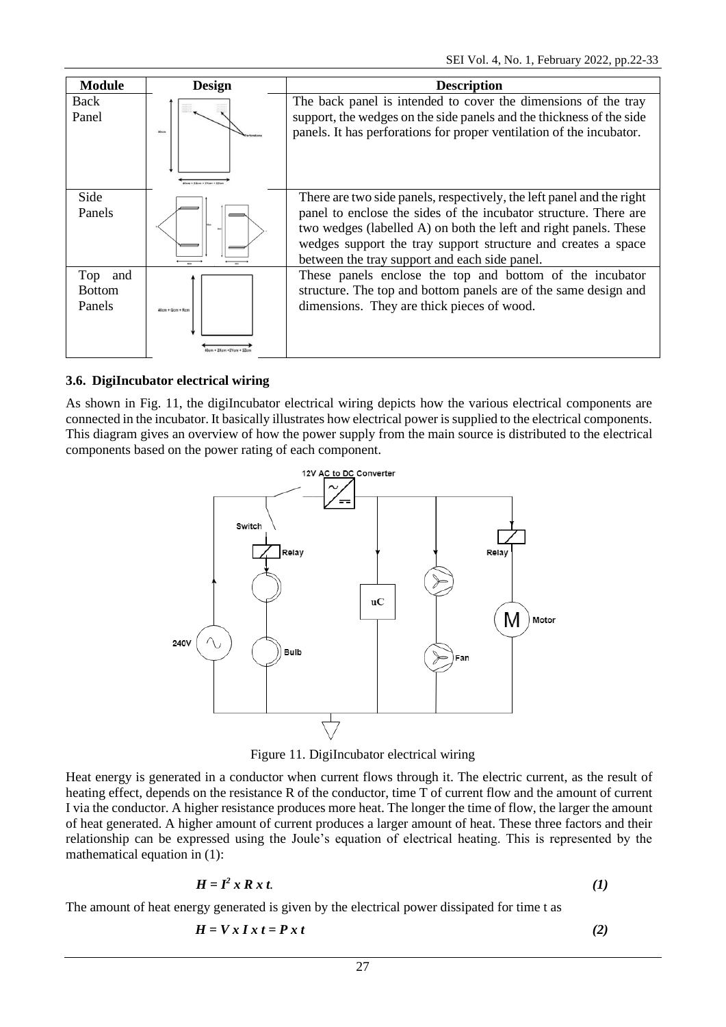| Module | Design | Description |
| --- | --- | --- |
| Back Panel | | The back panel is intended to cover the dimensions of the tray support, the wedges on the side panels and the thickness of the side panels. It has perforations for proper ventilation of the incubator. |
| Side Panels | | There are two side panels, respectively, the left panel and the right panel to enclose the sides of the incubator structure. There are two wedges (labelled A) on both the left and right panels. These wedges support the tray support structure and creates a space between the tray support and each side panel. |
| Top and Bottom Panels | | These panels enclose the top and bottom of the incubator structure. The top and bottom panels are of the same design and dimensions. They are thick pieces of wood. |

### 3.6. DigiIncubator electrical wiring

As shown in Fig. 11, the digiIncubator electrical wiring depicts how the various electrical components are connected in the incubator. It basically illustrates how electrical power is supplied to the electrical components. This diagram gives an overview of how the power supply from the main source is distributed to the electrical components based on the power rating of each component.

Figure 11. DigiIncubator electrical wiring

Heat energy is generated in a conductor when current flows through it. The electric current, as the result of heating effect, depends on the resistance R of the conductor, time T of current flow and the amount of current I via the conductor. A higher resistance produces more heat. The longer the time of flow, the larger the amount of heat generated. A higher amount of current produces a larger amount of heat. These three factors and their relationship can be expressed using the Joule's equation of electrical heating. This is represented by the mathematical equation in (1):

$$H = I^2 \times R \times t. \qquad (1)$$

The amount of heat energy generated is given by the electrical power dissipated for time t as

$$H = V \times I \times t = P \times t \qquad (2)$$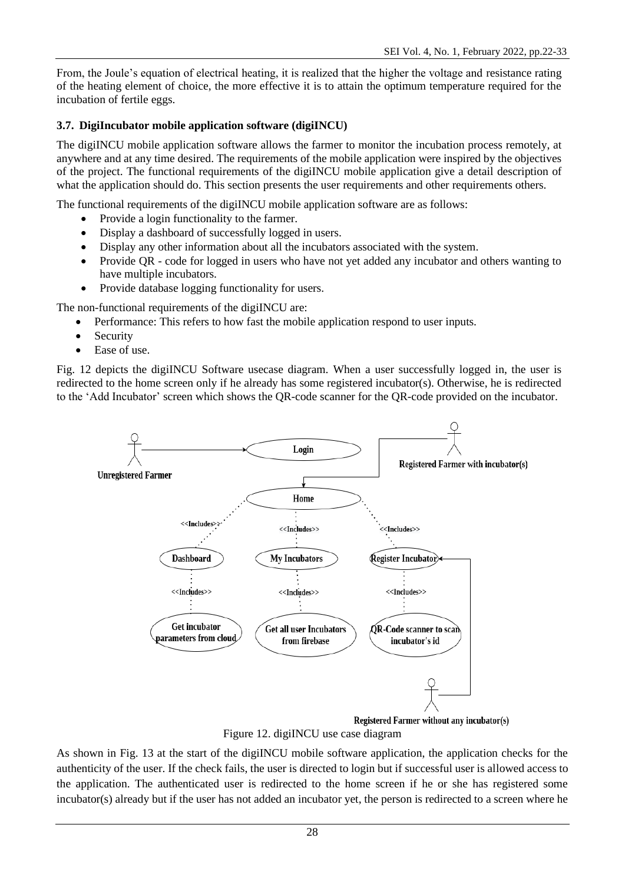From, the Joule's equation of electrical heating, it is realized that the higher the voltage and resistance rating of the heating element of choice, the more effective it is to attain the optimum temperature required for the incubation of fertile eggs.

### 3.7. DigiIncubator mobile application software (digiINCU)

The digiINCU mobile application software allows the farmer to monitor the incubation process remotely, at anywhere and at any time desired. The requirements of the mobile application were inspired by the objectives of the project. The functional requirements of the digiINCU mobile application give a detail description of what the application should do. This section presents the user requirements and other requirements others.

The functional requirements of the digiINCU mobile application software are as follows:

- Provide a login functionality to the farmer.
- Display a dashboard of successfully logged in users.
- Display any other information about all the incubators associated with the system.
- Provide QR - code for logged in users who have not yet added any incubator and others wanting to have multiple incubators.
- Provide database logging functionality for users.

The non-functional requirements of the digiINCU are:

- Performance: This refers to how fast the mobile application respond to user inputs.
- Security
- Ease of use.

Fig. 12 depicts the digiINCU Software usecase diagram. When a user successfully logged in, the user is redirected to the home screen only if he already has some registered incubator(s). Otherwise, he is redirected to the 'Add Incubator' screen which shows the QR-code scanner for the QR-code provided on the incubator.

Figure 12. digiINCU use case diagram

As shown in Fig. 13 at the start of the digiINCU mobile software application, the application checks for the authenticity of the user. If the check fails, the user is directed to login but if successful user is allowed access to the application. The authenticated user is redirected to the home screen if he or she has registered some incubator(s) already but if the user has not added an incubator yet, the person is redirected to a screen where he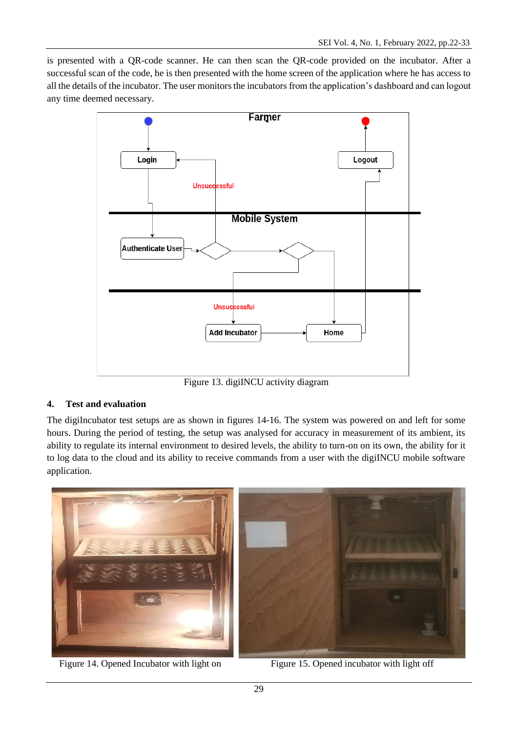is presented with a QR-code scanner. He can then scan the QR-code provided on the incubator. After a successful scan of the code, he is then presented with the home screen of the application where he has access to all the details of the incubator. The user monitors the incubators from the application's dashboard and can logout any time deemed necessary.

Figure 13. digiINCU activity diagram

## 4. Test and evaluation

The digiIncubator test setups are as shown in figures 14-16. The system was powered on and left for some hours. During the period of testing, the setup was analysed for accuracy in measurement of its ambient, its ability to regulate its internal environment to desired levels, the ability to turn-on on its own, the ability for it to log data to the cloud and its ability to receive commands from a user with the digiINCU mobile software application.

Figure 14. Opened Incubator with light on

Figure 15. Opened incubator with light off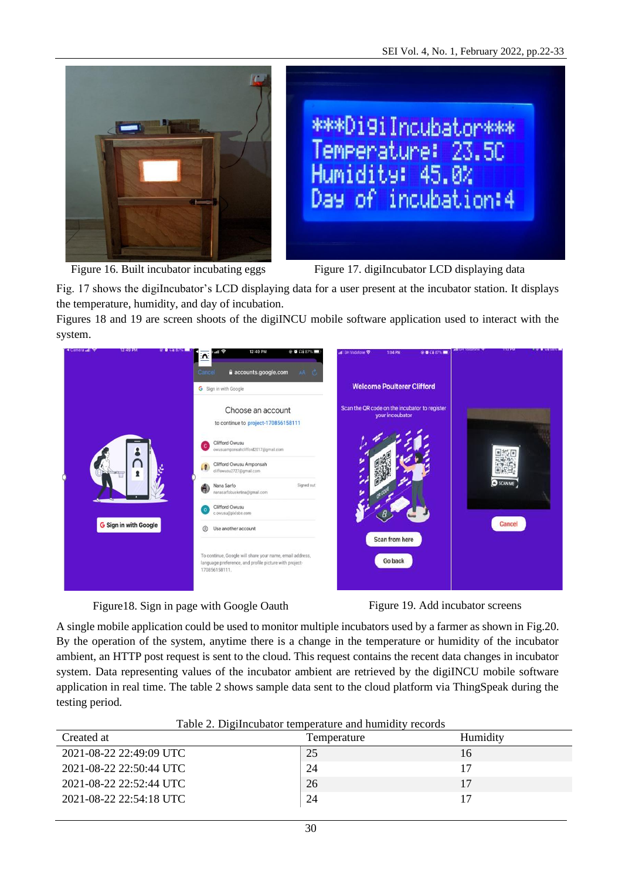Figure 16. Built incubator incubating eggs

Figure 17. digiIncubator LCD displaying data

Fig. 17 shows the digiIncubator's LCD displaying data for a user present at the incubator station. It displays the temperature, humidity, and day of incubation.

Figures 18 and 19 are screen shoots of the digiINCU mobile software application used to interact with the system.

Figure18. Sign in page with Google Oauth

Figure 19. Add incubator screens

A single mobile application could be used to monitor multiple incubators used by a farmer as shown in Fig.20. By the operation of the system, anytime there is a change in the temperature or humidity of the incubator ambient, an HTTP post request is sent to the cloud. This request contains the recent data changes in incubator system. Data representing values of the incubator ambient are retrieved by the digiINCU mobile software application in real time. The table 2 shows sample data sent to the cloud platform via ThingSpeak during the testing period.

Table 2. DigiIncubator temperature and humidity records

| Created at | Temperature | Humidity |
|---|---|---|
| 2021-08-22 22:49:09 UTC | 25 | 16 |
| 2021-08-22 22:50:44 UTC | 24 | 17 |
| 2021-08-22 22:52:44 UTC | 26 | 17 |
| 2021-08-22 22:54:18 UTC | 24 | 17 |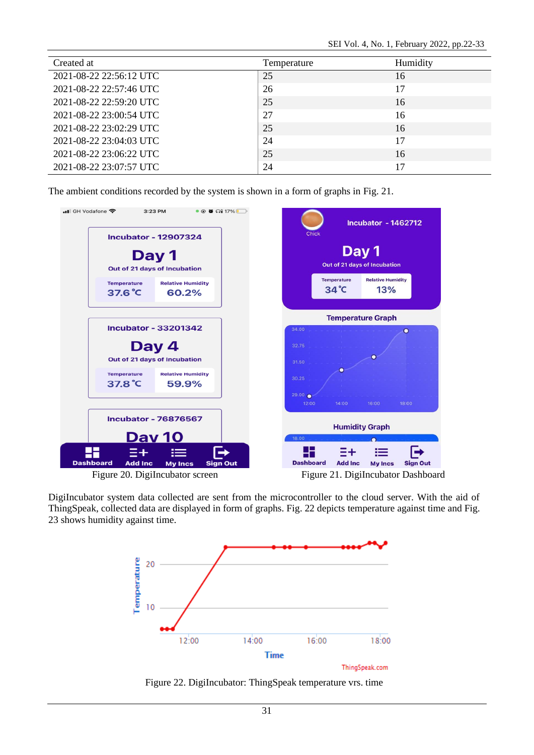| Created at | Temperature | Humidity |
| --- | --- | --- |
| 2021-08-22 22:56:12 UTC | 25 | 16 |
| 2021-08-22 22:57:46 UTC | 26 | 17 |
| 2021-08-22 22:59:20 UTC | 25 | 16 |
| 2021-08-22 23:00:54 UTC | 27 | 16 |
| 2021-08-22 23:02:29 UTC | 25 | 16 |
| 2021-08-22 23:04:03 UTC | 24 | 17 |
| 2021-08-22 23:06:22 UTC | 25 | 16 |
| 2021-08-22 23:07:57 UTC | 24 | 17 |

The ambient conditions recorded by the system is shown in a form of graphs in Fig. 21.

Figure 20. DigiIncubator screen

Figure 21. DigiIncubator Dashboard

DigiIncubator system data collected are sent from the microcontroller to the cloud server. With the aid of ThingSpeak, collected data are displayed in form of graphs. Fig. 22 depicts temperature against time and Fig. 23 shows humidity against time.

Figure 22. DigiIncubator: ThingSpeak temperature vrs. time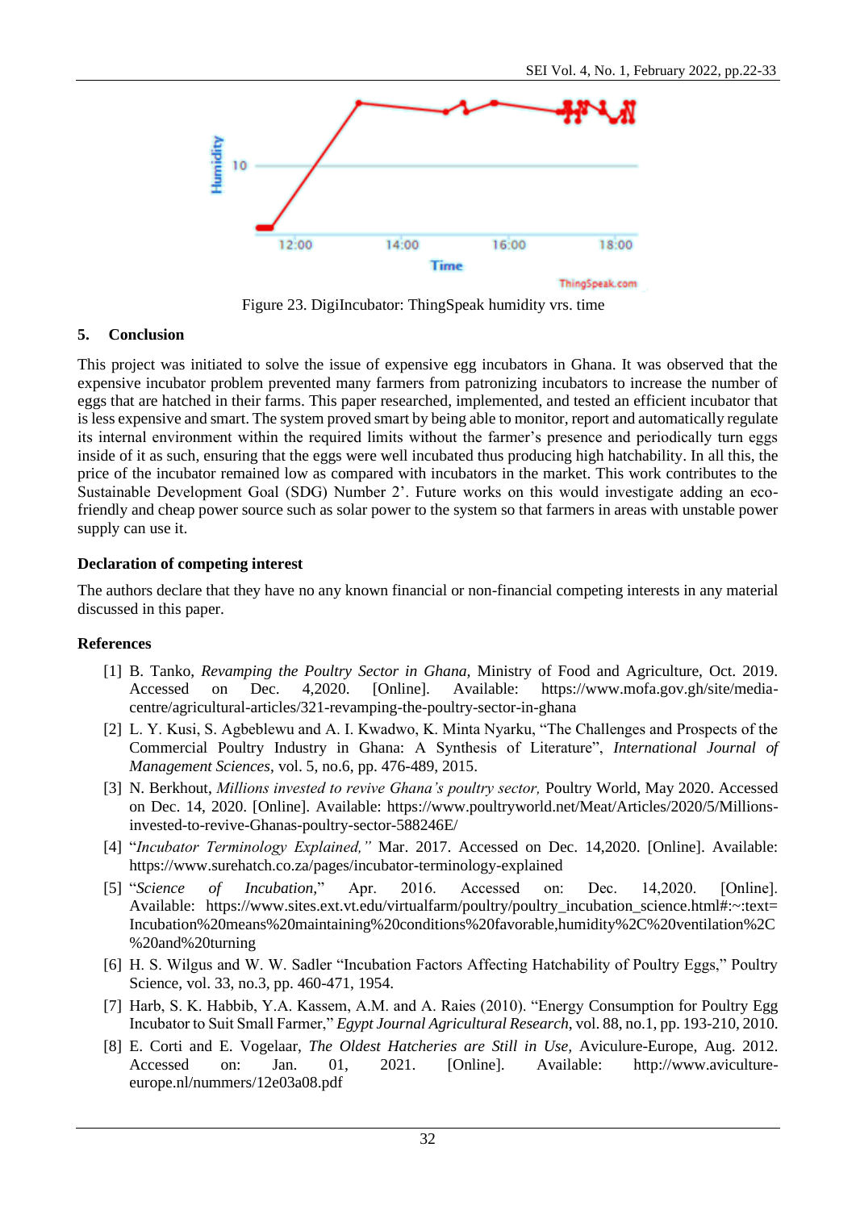Figure 23. DigiIncubator: ThingSpeak humidity vrs. time

## 5. Conclusion

This project was initiated to solve the issue of expensive egg incubators in Ghana. It was observed that the expensive incubator problem prevented many farmers from patronizing incubators to increase the number of eggs that are hatched in their farms. This paper researched, implemented, and tested an efficient incubator that is less expensive and smart. The system proved smart by being able to monitor, report and automatically regulate its internal environment within the required limits without the farmer's presence and periodically turn eggs inside of it as such, ensuring that the eggs were well incubated thus producing high hatchability. In all this, the price of the incubator remained low as compared with incubators in the market. This work contributes to the Sustainable Development Goal (SDG) Number 2'. Future works on this would investigate adding an eco-friendly and cheap power source such as solar power to the system so that farmers in areas with unstable power supply can use it.

### Declaration of competing interest

The authors declare that they have no any known financial or non-financial competing interests in any material discussed in this paper.

### References

[1] B. Tanko, *Revamping the Poultry Sector in Ghana*, Ministry of Food and Agriculture, Oct. 2019. Accessed on Dec. 4,2020. [Online]. Available: https://www.mofa.gov.gh/site/media-centre/agricultural-articles/321-revamping-the-poultry-sector-in-ghana

[2] L. Y. Kusi, S. Agbeblewu and A. I. Kwadwo, K. Minta Nyarku, "The Challenges and Prospects of the Commercial Poultry Industry in Ghana: A Synthesis of Literature", *International Journal of Management Sciences*, vol. 5, no.6, pp. 476-489, 2015.

[3] N. Berkhout, *Millions invested to revive Ghana's poultry sector,* Poultry World, May 2020. Accessed on Dec. 14, 2020. [Online]. Available: https://www.poultryworld.net/Meat/Articles/2020/5/Millions-invested-to-revive-Ghanas-poultry-sector-588246E/

[4] "*Incubator Terminology Explained,"* Mar. 2017. Accessed on Dec. 14,2020. [Online]. Available: https://www.surehatch.co.za/pages/incubator-terminology-explained

[5] "*Science of Incubation*," Apr. 2016. Accessed on: Dec. 14,2020. [Online]. Available: https://www.sites.ext.vt.edu/virtualfarm/poultry/poultry_incubation_science.html#:~:text=Incubation%20means%20maintaining%20conditions%20favorable,humidity%2C%20ventilation%2C%20and%20turning

[6] H. S. Wilgus and W. W. Sadler "Incubation Factors Affecting Hatchability of Poultry Eggs," Poultry Science, vol. 33, no.3, pp. 460-471, 1954.

[7] Harb, S. K. Habbib, Y.A. Kassem, A.M. and A. Raies (2010). "Energy Consumption for Poultry Egg Incubator to Suit Small Farmer," *Egypt Journal Agricultural Research*, vol. 88, no.1, pp. 193-210, 2010.

[8] E. Corti and E. Vogelaar, *The Oldest Hatcheries are Still in Use*, Aviculure-Europe, Aug. 2012. Accessed on: Jan. 01, 2021. [Online]. Available: http://www.aviculture-europe.nl/nummers/12e03a08.pdf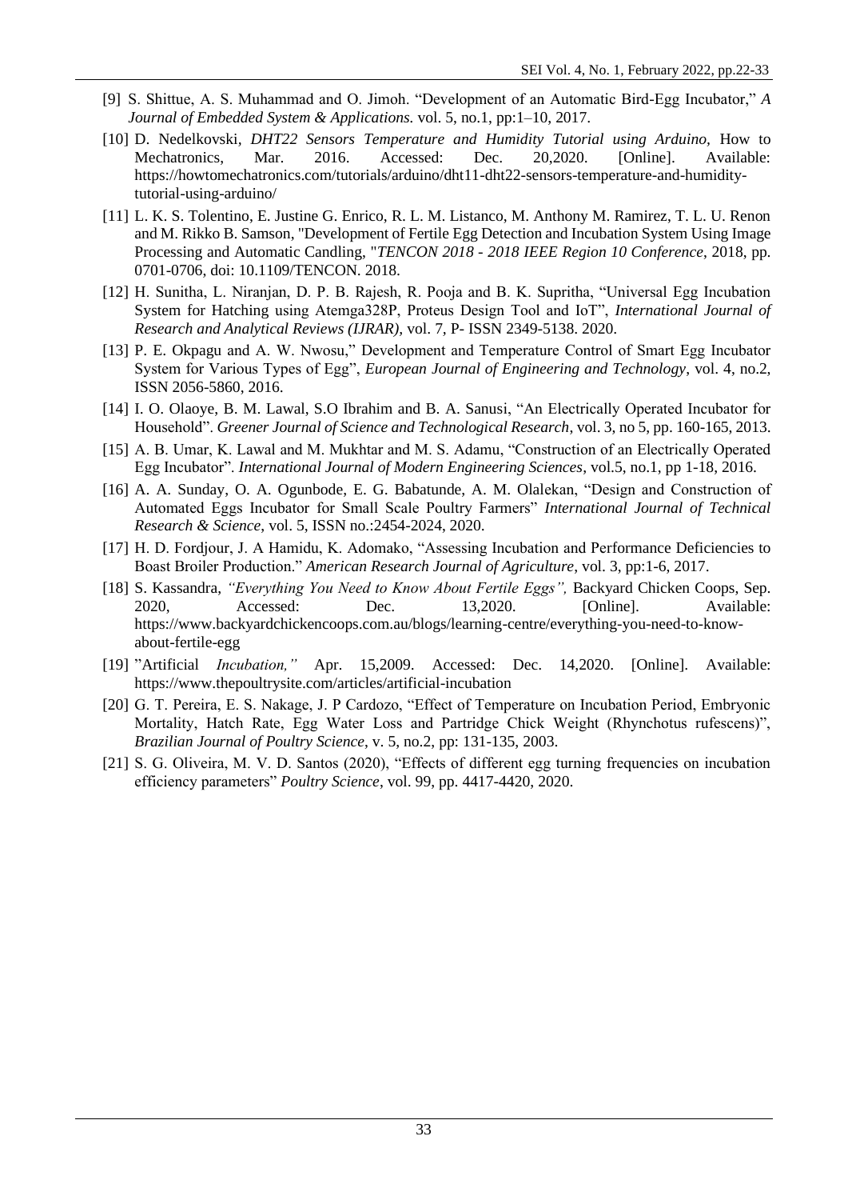[9] S. Shittue, A. S. Muhammad and O. Jimoh. "Development of an Automatic Bird-Egg Incubator," *A Journal of Embedded System & Applications.* vol. 5, no.1, pp:1–10, 2017.

[10] D. Nedelkovski, *DHT22 Sensors Temperature and Humidity Tutorial using Arduino,* How to Mechatronics, Mar. 2016. Accessed: Dec. 20,2020. [Online]. Available: https://howtomechatronics.com/tutorials/arduino/dht11-dht22-sensors-temperature-and-humidity-tutorial-using-arduino/

[11] L. K. S. Tolentino, E. Justine G. Enrico, R. L. M. Listanco, M. Anthony M. Ramirez, T. L. U. Renon and M. Rikko B. Samson, "Development of Fertile Egg Detection and Incubation System Using Image Processing and Automatic Candling, "*TENCON 2018 - 2018 IEEE Region 10 Conference*, 2018, pp. 0701-0706, doi: 10.1109/TENCON. 2018.

[12] H. Sunitha, L. Niranjan, D. P. B. Rajesh, R. Pooja and B. K. Supritha, "Universal Egg Incubation System for Hatching using Atemga328P, Proteus Design Tool and IoT", *International Journal of Research and Analytical Reviews (IJRAR)*, vol. 7, P- ISSN 2349-5138. 2020.

[13] P. E. Okpagu and A. W. Nwosu," Development and Temperature Control of Smart Egg Incubator System for Various Types of Egg", *European Journal of Engineering and Technology*, vol. 4, no.2, ISSN 2056-5860, 2016.

[14] I. O. Olaoye, B. M. Lawal, S.O Ibrahim and B. A. Sanusi, "An Electrically Operated Incubator for Household". *Greener Journal of Science and Technological Research*, vol. 3, no 5, pp. 160-165, 2013.

[15] A. B. Umar, K. Lawal and M. Mukhtar and M. S. Adamu, "Construction of an Electrically Operated Egg Incubator". *International Journal of Modern Engineering Sciences*, vol.5, no.1, pp 1-18, 2016.

[16] A. A. Sunday, O. A. Ogunbode, E. G. Babatunde, A. M. Olalekan, "Design and Construction of Automated Eggs Incubator for Small Scale Poultry Farmers" *International Journal of Technical Research & Science*, vol. 5, ISSN no.:2454-2024, 2020.

[17] H. D. Fordjour, J. A Hamidu, K. Adomako, "Assessing Incubation and Performance Deficiencies to Boast Broiler Production." *American Research Journal of Agriculture*, vol. 3, pp:1-6, 2017.

[18] S. Kassandra, *"Everything You Need to Know About Fertile Eggs",* Backyard Chicken Coops, Sep. 2020, Accessed: Dec. 13,2020. [Online]. Available: https://www.backyardchickencoops.com.au/blogs/learning-centre/everything-you-need-to-know-about-fertile-egg

[19] "Artificial *Incubation,"* Apr. 15,2009. Accessed: Dec. 14,2020. [Online]. Available: https://www.thepoultrysite.com/articles/artificial-incubation

[20] G. T. Pereira, E. S. Nakage, J. P Cardozo, "Effect of Temperature on Incubation Period, Embryonic Mortality, Hatch Rate, Egg Water Loss and Partridge Chick Weight (Rhynchotus rufescens)", *Brazilian Journal of Poultry Science*, v. 5, no.2, pp: 131-135, 2003.

[21] S. G. Oliveira, M. V. D. Santos (2020), "Effects of different egg turning frequencies on incubation efficiency parameters" *Poultry Science*, vol. 99, pp. 4417-4420, 2020.